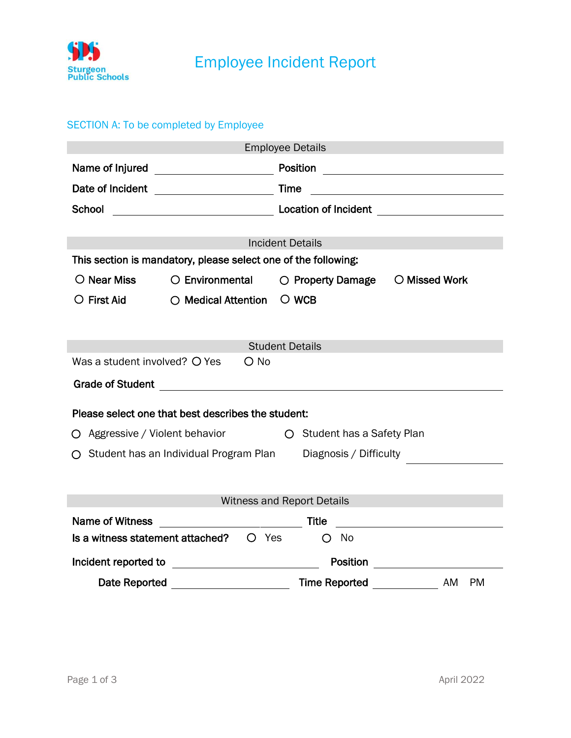Sturgeon Public Schools

# Employee Incident Report

## SECTION A: To be completed by Employee

### Employee Details

**Name of Injured** ____________________ **Position** ____________________

**Date of Incident** ____________________ **Time** ____________________

**School** ____________________ **Location of Incident** ____________________

### Incident Details

**This section is mandatory, please select one of the following:**

○ **Near Miss** ○ **Environmental** ○ **Property Damage** ○ **Missed Work**

○ **First Aid** ○ **Medical Attention** ○ **WCB**

### Student Details

Was a student involved? ○ Yes ○ No

**Grade of Student** ____________________

**Please select one that best describes the student:**

○ Aggressive / Violent behavior ○ Student has a Safety Plan

○ Student has an Individual Program Plan Diagnosis / Difficulty ____________________

### Witness and Report Details

**Name of Witness** ____________________ **Title** ____________________

**Is a witness statement attached?** ○ Yes ○ No

**Incident reported to** ____________________ **Position** ____________________

**Date Reported** ____________________ **Time Reported** ____________ AM PM

April 2022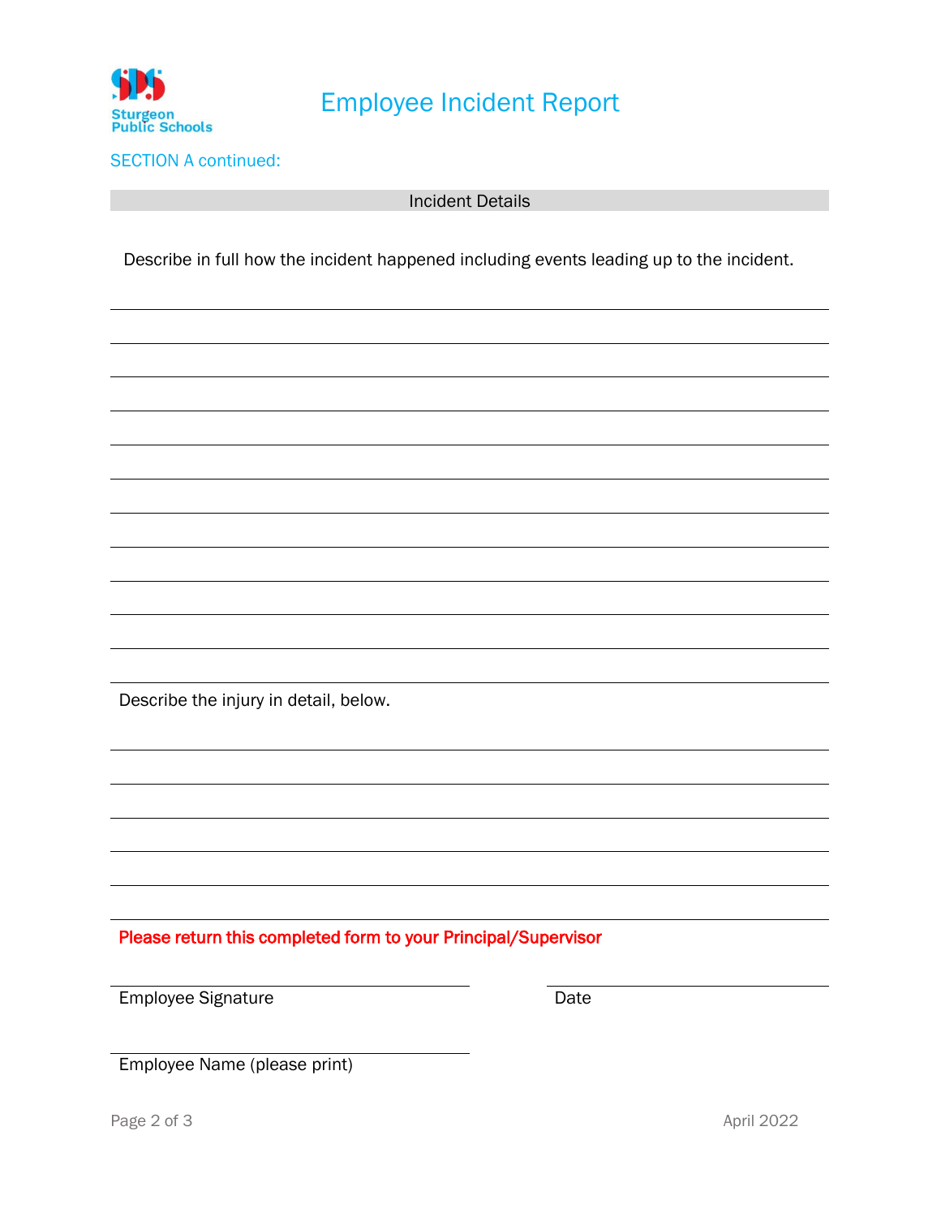Sturgeon Public Schools

# Employee Incident Report

## SECTION A continued:

### Incident Details

Describe in full how the incident happened including events leading up to the incident.

\_\_\_\_\_\_\_\_\_\_\_\_\_\_\_\_\_\_\_\_\_\_\_\_\_\_\_\_\_\_\_\_\_\_\_\_\_\_\_\_\_\_\_\_\_\_\_\_\_\_\_\_\_\_\_\_\_\_\_\_\_\_\_\_\_\_\_\_\_\_\_\_\_\_\_\_

\_\_\_\_\_\_\_\_\_\_\_\_\_\_\_\_\_\_\_\_\_\_\_\_\_\_\_\_\_\_\_\_\_\_\_\_\_\_\_\_\_\_\_\_\_\_\_\_\_\_\_\_\_\_\_\_\_\_\_\_\_\_\_\_\_\_\_\_\_\_\_\_\_\_\_\_

\_\_\_\_\_\_\_\_\_\_\_\_\_\_\_\_\_\_\_\_\_\_\_\_\_\_\_\_\_\_\_\_\_\_\_\_\_\_\_\_\_\_\_\_\_\_\_\_\_\_\_\_\_\_\_\_\_\_\_\_\_\_\_\_\_\_\_\_\_\_\_\_\_\_\_\_

\_\_\_\_\_\_\_\_\_\_\_\_\_\_\_\_\_\_\_\_\_\_\_\_\_\_\_\_\_\_\_\_\_\_\_\_\_\_\_\_\_\_\_\_\_\_\_\_\_\_\_\_\_\_\_\_\_\_\_\_\_\_\_\_\_\_\_\_\_\_\_\_\_\_\_\_

\_\_\_\_\_\_\_\_\_\_\_\_\_\_\_\_\_\_\_\_\_\_\_\_\_\_\_\_\_\_\_\_\_\_\_\_\_\_\_\_\_\_\_\_\_\_\_\_\_\_\_\_\_\_\_\_\_\_\_\_\_\_\_\_\_\_\_\_\_\_\_\_\_\_\_\_

\_\_\_\_\_\_\_\_\_\_\_\_\_\_\_\_\_\_\_\_\_\_\_\_\_\_\_\_\_\_\_\_\_\_\_\_\_\_\_\_\_\_\_\_\_\_\_\_\_\_\_\_\_\_\_\_\_\_\_\_\_\_\_\_\_\_\_\_\_\_\_\_\_\_\_\_

\_\_\_\_\_\_\_\_\_\_\_\_\_\_\_\_\_\_\_\_\_\_\_\_\_\_\_\_\_\_\_\_\_\_\_\_\_\_\_\_\_\_\_\_\_\_\_\_\_\_\_\_\_\_\_\_\_\_\_\_\_\_\_\_\_\_\_\_\_\_\_\_\_\_\_\_

\_\_\_\_\_\_\_\_\_\_\_\_\_\_\_\_\_\_\_\_\_\_\_\_\_\_\_\_\_\_\_\_\_\_\_\_\_\_\_\_\_\_\_\_\_\_\_\_\_\_\_\_\_\_\_\_\_\_\_\_\_\_\_\_\_\_\_\_\_\_\_\_\_\_\_\_

\_\_\_\_\_\_\_\_\_\_\_\_\_\_\_\_\_\_\_\_\_\_\_\_\_\_\_\_\_\_\_\_\_\_\_\_\_\_\_\_\_\_\_\_\_\_\_\_\_\_\_\_\_\_\_\_\_\_\_\_\_\_\_\_\_\_\_\_\_\_\_\_\_\_\_\_

\_\_\_\_\_\_\_\_\_\_\_\_\_\_\_\_\_\_\_\_\_\_\_\_\_\_\_\_\_\_\_\_\_\_\_\_\_\_\_\_\_\_\_\_\_\_\_\_\_\_\_\_\_\_\_\_\_\_\_\_\_\_\_\_\_\_\_\_\_\_\_\_\_\_\_\_

\_\_\_\_\_\_\_\_\_\_\_\_\_\_\_\_\_\_\_\_\_\_\_\_\_\_\_\_\_\_\_\_\_\_\_\_\_\_\_\_\_\_\_\_\_\_\_\_\_\_\_\_\_\_\_\_\_\_\_\_\_\_\_\_\_\_\_\_\_\_\_\_\_\_\_\_

Describe the injury in detail, below.

\_\_\_\_\_\_\_\_\_\_\_\_\_\_\_\_\_\_\_\_\_\_\_\_\_\_\_\_\_\_\_\_\_\_\_\_\_\_\_\_\_\_\_\_\_\_\_\_\_\_\_\_\_\_\_\_\_\_\_\_\_\_\_\_\_\_\_\_\_\_\_\_\_\_\_\_

\_\_\_\_\_\_\_\_\_\_\_\_\_\_\_\_\_\_\_\_\_\_\_\_\_\_\_\_\_\_\_\_\_\_\_\_\_\_\_\_\_\_\_\_\_\_\_\_\_\_\_\_\_\_\_\_\_\_\_\_\_\_\_\_\_\_\_\_\_\_\_\_\_\_\_\_

\_\_\_\_\_\_\_\_\_\_\_\_\_\_\_\_\_\_\_\_\_\_\_\_\_\_\_\_\_\_\_\_\_\_\_\_\_\_\_\_\_\_\_\_\_\_\_\_\_\_\_\_\_\_\_\_\_\_\_\_\_\_\_\_\_\_\_\_\_\_\_\_\_\_\_\_

\_\_\_\_\_\_\_\_\_\_\_\_\_\_\_\_\_\_\_\_\_\_\_\_\_\_\_\_\_\_\_\_\_\_\_\_\_\_\_\_\_\_\_\_\_\_\_\_\_\_\_\_\_\_\_\_\_\_\_\_\_\_\_\_\_\_\_\_\_\_\_\_\_\_\_\_

\_\_\_\_\_\_\_\_\_\_\_\_\_\_\_\_\_\_\_\_\_\_\_\_\_\_\_\_\_\_\_\_\_\_\_\_\_\_\_\_\_\_\_\_\_\_\_\_\_\_\_\_\_\_\_\_\_\_\_\_\_\_\_\_\_\_\_\_\_\_\_\_\_\_\_\_

\_\_\_\_\_\_\_\_\_\_\_\_\_\_\_\_\_\_\_\_\_\_\_\_\_\_\_\_\_\_\_\_\_\_\_\_\_\_\_\_\_\_\_\_\_\_\_\_\_\_\_\_\_\_\_\_\_\_\_\_\_\_\_\_\_\_\_\_\_\_\_\_\_\_\_\_

**Please return this completed form to your Principal/Supervisor**

\_\_\_\_\_\_\_\_\_\_\_\_\_\_\_\_\_\_\_\_\_\_\_\_\_\_\_\_\_\_\_\_\_\_\_\_\_\_\_\_\_ \_\_\_\_\_\_\_\_\_\_\_\_\_\_\_\_\_\_\_\_\_\_\_\_\_\_\_\_\_\_\_\_
Employee Signature Date

\_\_\_\_\_\_\_\_\_\_\_\_\_\_\_\_\_\_\_\_\_\_\_\_\_\_\_\_\_\_\_\_\_\_\_\_\_\_\_\_\_
Employee Name (please print)

April 2022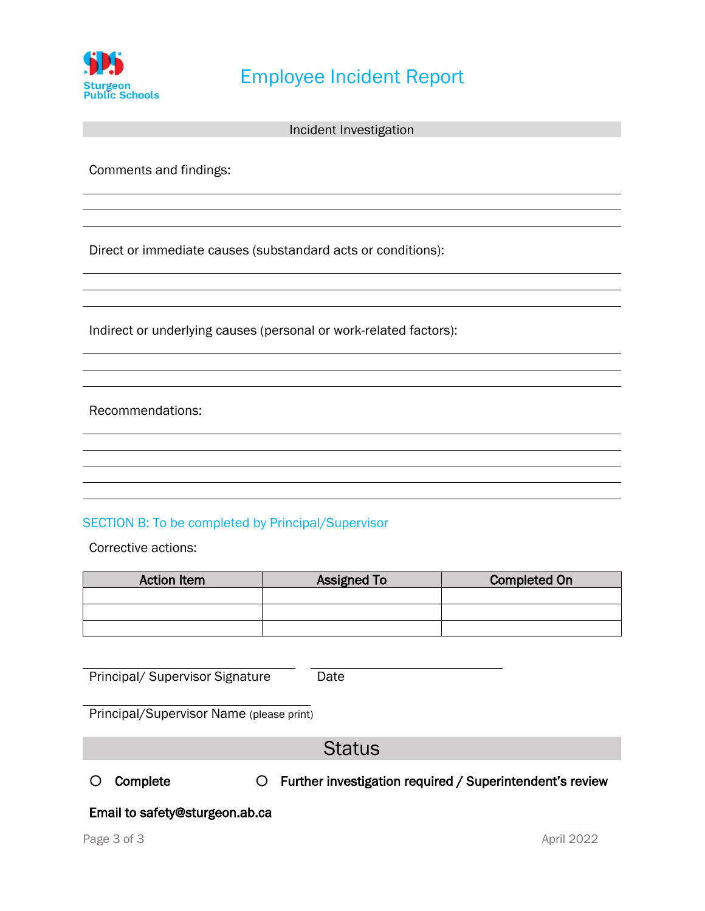# Employee Incident Report

Sturgeon Public Schools

## Incident Investigation

Comments and findings:

______________________________________________

______________________________________________

______________________________________________

Direct or immediate causes (substandard acts or conditions):

______________________________________________

______________________________________________

______________________________________________

Indirect or underlying causes (personal or work-related factors):

______________________________________________

______________________________________________

______________________________________________

Recommendations:

______________________________________________

______________________________________________

______________________________________________

______________________________________________

______________________________________________

## SECTION B: To be completed by Principal/Supervisor

Corrective actions:

| Action Item | Assigned To | Completed On |
|---|---|---|
| | | |
| | | |
| | | |

Principal/ Supervisor Signature ______________________ Date ______________________

Principal/Supervisor Name (please print) ______________________

## Status

○ **Complete** ○ **Further investigation required / Superintendent's review**

**Email to safety@sturgeon.ab.ca**

April 2022